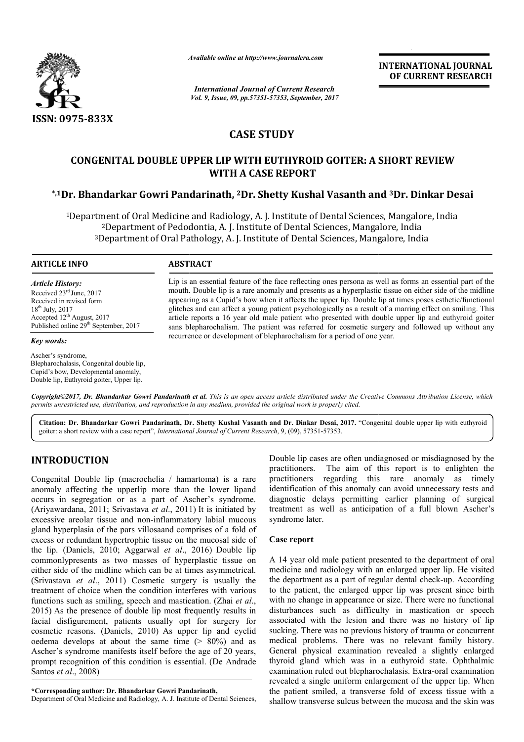ISSN: 0975-833X

*Available online at http://www.journalcra.com*

*International Journal of Current Research*
*Vol. 9, Issue, 09, pp.57351-57353, September, 2017*

**INTERNATIONAL JOURNAL OF CURRENT RESEARCH**

# CASE STUDY

# CONGENITAL DOUBLE UPPER LIP WITH EUTHYROID GOITER: A SHORT REVIEW WITH A CASE REPORT

**\*,[1]Dr. Bhandarkar Gowri Pandarinath, [2]Dr. Shetty Kushal Vasanth and [3]Dr. Dinkar Desai**

[1]Department of Oral Medicine and Radiology, A. J. Institute of Dental Sciences, Mangalore, India
[2]Department of Pedodontia, A. J. Institute of Dental Sciences, Mangalore, India
[3]Department of Oral Pathology, A. J. Institute of Dental Sciences, Mangalore, India

**ARTICLE INFO**

*Article History:*

Received 23rd June, 2017
Received in revised form
18th July, 2017
Accepted 12th August, 2017
Published online 29th September, 2017

*Key words:*

Ascher's syndrome,
Blepharochalasis, Congenital double lip,
Cupid's bow, Developmental anomaly,
Double lip, Euthyroid goiter, Upper lip.

**ABSTRACT**

Lip is an essential feature of the face reflecting ones persona as well as forms an essential part of the mouth. Double lip is a rare anomaly and presents as a hyperplastic tissue on either side of the midline appearing as a Cupid's bow when it affects the upper lip. Double lip at times poses esthetic/functional glitches and can affect a young patient psychologically as a result of a marring effect on smiling. This article reports a 16 year old male patient who presented with double upper lip and euthyroid goiter sans blepharochalism. The patient was referred for cosmetic surgery and followed up without any recurrence or development of blepharochalism for a period of one year.

*Copyright©2017, Dr. Bhandarkar Gowri Pandarinath et al. This is an open access article distributed under the Creative Commons Attribution License, which permits unrestricted use, distribution, and reproduction in any medium, provided the original work is properly cited.*

**Citation: Dr. Bhandarkar Gowri Pandarinath, Dr. Shetty Kushal Vasanth and Dr. Dinkar Desai, 2017.** "Congenital double upper lip with euthyroid goiter: a short review with a case report", *International Journal of Current Research*, 9, (09), 57351-57353.

## INTRODUCTION

Congenital Double lip (macrochelia / hamartoma) is a rare anomaly affecting the upperlip more than the lower lipand occurs in segregation or as a part of Ascher's syndrome. (Ariyawardana, 2011; Srivastava *et al*., 2011) It is initiated by excessive areolar tissue and non-inflammatory labial mucous gland hyperplasia of the pars villosaand comprises of a fold of excess or redundant hypertrophic tissue on the mucosal side of the lip. (Daniels, 2010; Aggarwal *et al*., 2016) Double lip commonlypresents as two masses of hyperplastic tissue on either side of the midline which can be at times asymmetrical. (Srivastava *et al*., 2011) Cosmetic surgery is usually the treatment of choice when the condition interferes with various functions such as smiling, speech and mastication. (Zhai *et al*., 2015) As the presence of double lip most frequently results in facial disfigurement, patients usually opt for surgery for cosmetic reasons. (Daniels, 2010) As upper lip and eyelid oedema develops at about the same time (> 80%) and as Ascher's syndrome manifests itself before the age of 20 years, prompt recognition of this condition is essential. (De Andrade Santos *et al*., 2008)

Double lip cases are often undiagnosed or misdiagnosed by the practitioners. The aim of this report is to enlighten the practitioners regarding this rare anomaly as timely identification of this anomaly can avoid unnecessary tests and diagnostic delays permitting earlier planning of surgical treatment as well as anticipation of a full blown Ascher's syndrome later.

### Case report

A 14 year old male patient presented to the department of oral medicine and radiology with an enlarged upper lip. He visited the department as a part of regular dental check-up. According to the patient, the enlarged upper lip was present since birth with no change in appearance or size. There were no functional disturbances such as difficulty in mastication or speech associated with the lesion and there was no history of lip sucking. There was no previous history of trauma or concurrent medical problems. There was no relevant family history. General physical examination revealed a slightly enlarged thyroid gland which was in a euthyroid state. Ophthalmic examination ruled out blepharochalasis. Extra-oral examination revealed a single uniform enlargement of the upper lip. When the patient smiled, a transverse fold of excess tissue with a shallow transverse sulcus between the mucosa and the skin was

**\*Corresponding author: Dr. Bhandarkar Gowri Pandarinath,**
Department of Oral Medicine and Radiology, A. J. Institute of Dental Sciences,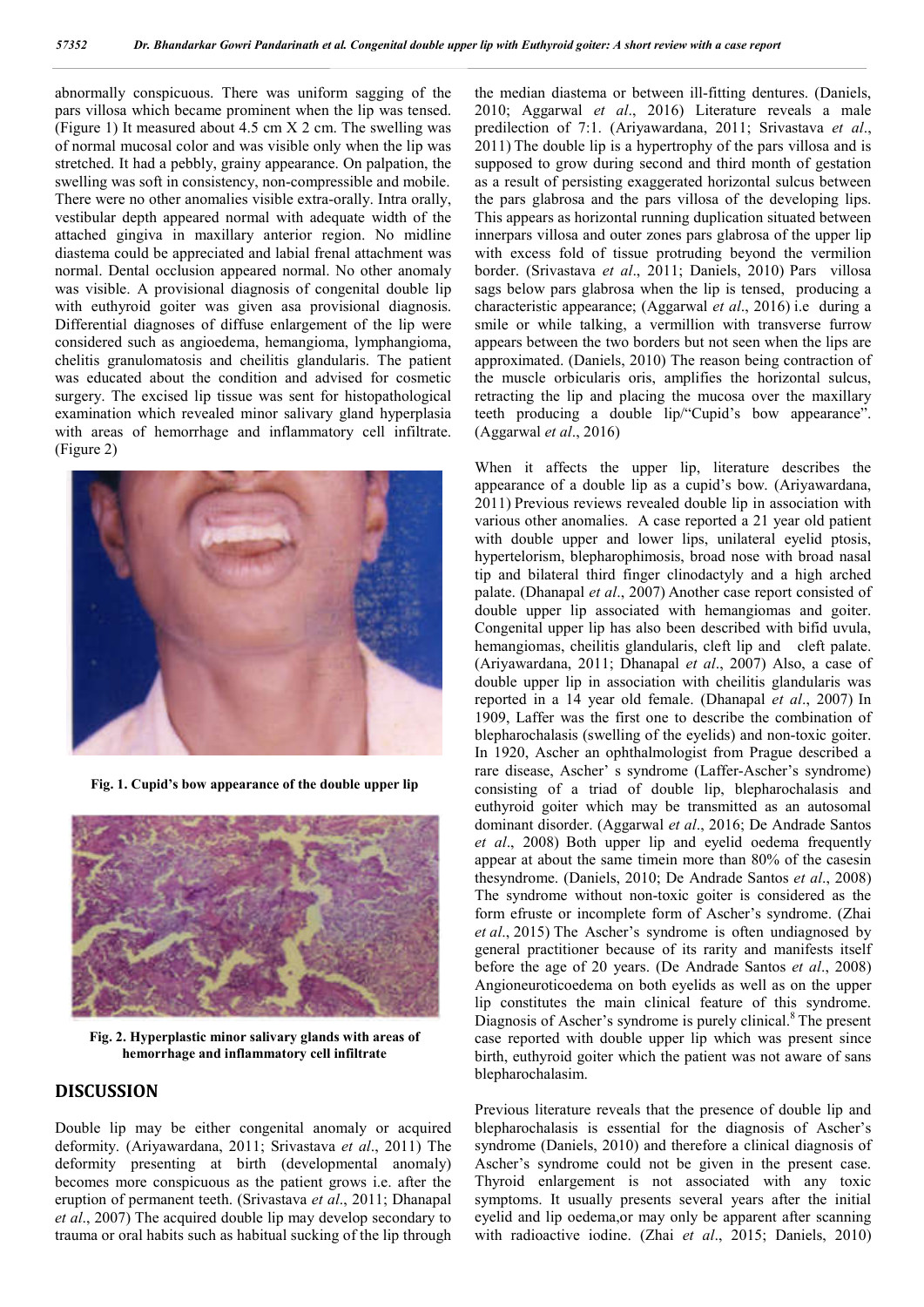abnormally conspicuous. There was uniform sagging of the pars villosa which became prominent when the lip was tensed. (Figure 1) It measured about 4.5 cm X 2 cm. The swelling was of normal mucosal color and was visible only when the lip was stretched. It had a pebbly, grainy appearance. On palpation, the swelling was soft in consistency, non-compressible and mobile. There were no other anomalies visible extra-orally. Intra orally, vestibular depth appeared normal with adequate width of the attached gingiva in maxillary anterior region. No midline diastema could be appreciated and labial frenal attachment was normal. Dental occlusion appeared normal. No other anomaly was visible. A provisional diagnosis of congenital double lip with euthyroid goiter was given asa provisional diagnosis. Differential diagnoses of diffuse enlargement of the lip were considered such as angioedema, hemangioma, lymphangioma, chelitis granulomatosis and cheilitis glandularis. The patient was educated about the condition and advised for cosmetic surgery. The excised lip tissue was sent for histopathological examination which revealed minor salivary gland hyperplasia with areas of hemorrhage and inflammatory cell infiltrate. (Figure 2)

**Fig. 1. Cupid's bow appearance of the double upper lip**

**Fig. 2. Hyperplastic minor salivary glands with areas of hemorrhage and inflammatory cell infiltrate**

## DISCUSSION

Double lip may be either congenital anomaly or acquired deformity. (Ariyawardana, 2011; Srivastava *et al*., 2011) The deformity presenting at birth (developmental anomaly) becomes more conspicuous as the patient grows i.e. after the eruption of permanent teeth. (Srivastava *et al*., 2011; Dhanapal *et al*., 2007) The acquired double lip may develop secondary to trauma or oral habits such as habitual sucking of the lip through the median diastema or between ill-fitting dentures. (Daniels, 2010; Aggarwal *et al*., 2016) Literature reveals a male predilection of 7:1. (Ariyawardana, 2011; Srivastava *et al*., 2011) The double lip is a hypertrophy of the pars villosa and is supposed to grow during second and third month of gestation as a result of persisting exaggerated horizontal sulcus between the pars glabrosa and the pars villosa of the developing lips. This appears as horizontal running duplication situated between innerpars villosa and outer zones pars glabrosa of the upper lip with excess fold of tissue protruding beyond the vermilion border. (Srivastava *et al*., 2011; Daniels, 2010) Pars villosa sags below pars glabrosa when the lip is tensed, producing a characteristic appearance; (Aggarwal *et al*., 2016) i.e during a smile or while talking, a vermillion with transverse furrow appears between the two borders but not seen when the lips are approximated. (Daniels, 2010) The reason being contraction of the muscle orbicularis oris, amplifies the horizontal sulcus, retracting the lip and placing the mucosa over the maxillary teeth producing a double lip/"Cupid's bow appearance". (Aggarwal *et al*., 2016)

When it affects the upper lip, literature describes the appearance of a double lip as a cupid's bow. (Ariyawardana, 2011) Previous reviews revealed double lip in association with various other anomalies. A case reported a 21 year old patient with double upper and lower lips, unilateral eyelid ptosis, hypertelorism, blepharophimosis, broad nose with broad nasal tip and bilateral third finger clinodactyly and a high arched palate. (Dhanapal *et al*., 2007) Another case report consisted of double upper lip associated with hemangiomas and goiter. Congenital upper lip has also been described with bifid uvula, hemangiomas, cheilitis glandularis, cleft lip and cleft palate. (Ariyawardana, 2011; Dhanapal *et al*., 2007) Also, a case of double upper lip in association with cheilitis glandularis was reported in a 14 year old female. (Dhanapal *et al*., 2007) In 1909, Laffer was the first one to describe the combination of blepharochalasis (swelling of the eyelids) and non-toxic goiter. In 1920, Ascher an ophthalmologist from Prague described a rare disease, Ascher' s syndrome (Laffer-Ascher's syndrome) consisting of a triad of double lip, blepharochalasis and euthyroid goiter which may be transmitted as an autosomal dominant disorder. (Aggarwal *et al*., 2016; De Andrade Santos *et al*., 2008) Both upper lip and eyelid oedema frequently appear at about the same timein more than 80% of the casesin thesyndrome. (Daniels, 2010; De Andrade Santos *et al*., 2008) The syndrome without non-toxic goiter is considered as the form efruste or incomplete form of Ascher's syndrome. (Zhai *et al*., 2015) The Ascher's syndrome is often undiagnosed by general practitioner because of its rarity and manifests itself before the age of 20 years. (De Andrade Santos *et al*., 2008) Angioneuroticoedema on both eyelids as well as on the upper lip constitutes the main clinical feature of this syndrome. Diagnosis of Ascher's syndrome is purely clinical.[8] The present case reported with double upper lip which was present since birth, euthyroid goiter which the patient was not aware of sans blepharochalasim.

Previous literature reveals that the presence of double lip and blepharochalasis is essential for the diagnosis of Ascher's syndrome (Daniels, 2010) and therefore a clinical diagnosis of Ascher's syndrome could not be given in the present case. Thyroid enlargement is not associated with any toxic symptoms. It usually presents several years after the initial eyelid and lip oedema,or may only be apparent after scanning with radioactive iodine. (Zhai *et al*., 2015; Daniels, 2010)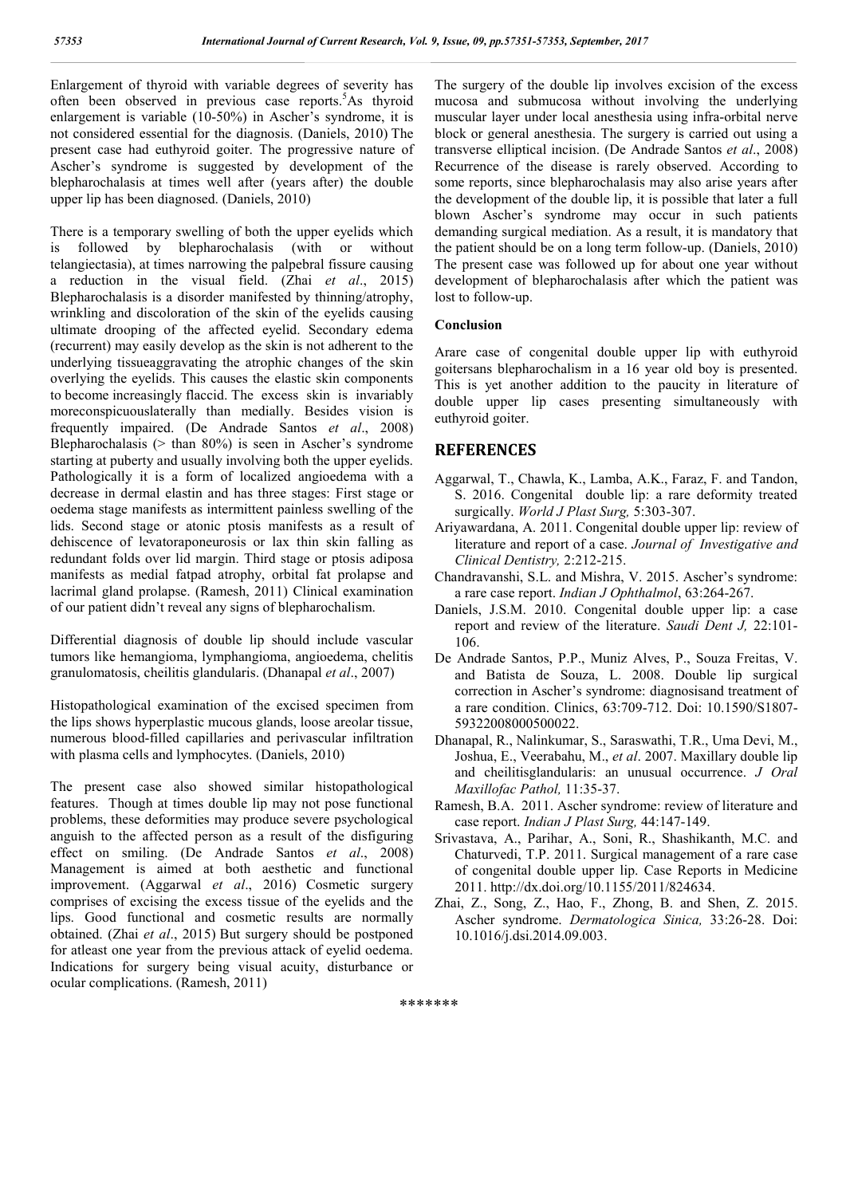Enlargement of thyroid with variable degrees of severity has often been observed in previous case reports.[5]As thyroid enlargement is variable (10-50%) in Ascher's syndrome, it is not considered essential for the diagnosis. (Daniels, 2010) The present case had euthyroid goiter. The progressive nature of Ascher's syndrome is suggested by development of the blepharochalasis at times well after (years after) the double upper lip has been diagnosed. (Daniels, 2010)

There is a temporary swelling of both the upper eyelids which is followed by blepharochalasis (with or without telangiectasia), at times narrowing the palpebral fissure causing a reduction in the visual field. (Zhai *et al*., 2015) Blepharochalasis is a disorder manifested by thinning/atrophy, wrinkling and discoloration of the skin of the eyelids causing ultimate drooping of the affected eyelid. Secondary edema (recurrent) may easily develop as the skin is not adherent to the underlying tissueaggravating the atrophic changes of the skin overlying the eyelids. This causes the elastic skin components to become increasingly flaccid. The excess skin is invariably moreconspicuouslaterally than medially. Besides vision is frequently impaired. (De Andrade Santos *et al*., 2008) Blepharochalasis (> than 80%) is seen in Ascher's syndrome starting at puberty and usually involving both the upper eyelids. Pathologically it is a form of localized angioedema with a decrease in dermal elastin and has three stages: First stage or oedema stage manifests as intermittent painless swelling of the lids. Second stage or atonic ptosis manifests as a result of dehiscence of levatoraponeurosis or lax thin skin falling as redundant folds over lid margin. Third stage or ptosis adiposa manifests as medial fatpad atrophy, orbital fat prolapse and lacrimal gland prolapse. (Ramesh, 2011) Clinical examination of our patient didn't reveal any signs of blepharochalism.

Differential diagnosis of double lip should include vascular tumors like hemangioma, lymphangioma, angioedema, chelitis granulomatosis, cheilitis glandularis. (Dhanapal *et al*., 2007)

Histopathological examination of the excised specimen from the lips shows hyperplastic mucous glands, loose areolar tissue, numerous blood-filled capillaries and perivascular infiltration with plasma cells and lymphocytes. (Daniels, 2010)

The present case also showed similar histopathological features. Though at times double lip may not pose functional problems, these deformities may produce severe psychological anguish to the affected person as a result of the disfiguring effect on smiling. (De Andrade Santos *et al*., 2008) Management is aimed at both aesthetic and functional improvement. (Aggarwal *et al*., 2016) Cosmetic surgery comprises of excising the excess tissue of the eyelids and the lips. Good functional and cosmetic results are normally obtained. (Zhai *et al*., 2015) But surgery should be postponed for atleast one year from the previous attack of eyelid oedema. Indications for surgery being visual acuity, disturbance or ocular complications. (Ramesh, 2011)

The surgery of the double lip involves excision of the excess mucosa and submucosa without involving the underlying muscular layer under local anesthesia using infra-orbital nerve block or general anesthesia. The surgery is carried out using a transverse elliptical incision. (De Andrade Santos *et al*., 2008) Recurrence of the disease is rarely observed. According to some reports, since blepharochalasis may also arise years after the development of the double lip, it is possible that later a full blown Ascher's syndrome may occur in such patients demanding surgical mediation. As a result, it is mandatory that the patient should be on a long term follow-up. (Daniels, 2010) The present case was followed up for about one year without development of blepharochalasis after which the patient was lost to follow-up.

### Conclusion

Arare case of congenital double upper lip with euthyroid goitersans blepharochalism in a 16 year old boy is presented. This is yet another addition to the paucity in literature of double upper lip cases presenting simultaneously with euthyroid goiter.

## REFERENCES

- Aggarwal, T., Chawla, K., Lamba, A.K., Faraz, F. and Tandon, S. 2016. Congenital double lip: a rare deformity treated surgically. *World J Plast Surg,* 5:303-307.
- Ariyawardana, A. 2011. Congenital double upper lip: review of literature and report of a case. *Journal of Investigative and Clinical Dentistry,* 2:212-215.
- Chandravanshi, S.L. and Mishra, V. 2015. Ascher's syndrome: a rare case report. *Indian J Ophthalmol*, 63:264-267.
- Daniels, J.S.M. 2010. Congenital double upper lip: a case report and review of the literature. *Saudi Dent J,* 22:101-106.
- De Andrade Santos, P.P., Muniz Alves, P., Souza Freitas, V. and Batista de Souza, L. 2008. Double lip surgical correction in Ascher's syndrome: diagnosisand treatment of a rare condition. Clinics, 63:709-712. Doi: 10.1590/S1807-59322008000500022.
- Dhanapal, R., Nalinkumar, S., Saraswathi, T.R., Uma Devi, M., Joshua, E., Veerabahu, M., *et al*. 2007. Maxillary double lip and cheilitisglandularis: an unusual occurrence. *J Oral Maxillofac Pathol,* 11:35-37.
- Ramesh, B.A. 2011. Ascher syndrome: review of literature and case report. *Indian J Plast Surg,* 44:147-149.
- Srivastava, A., Parihar, A., Soni, R., Shashikanth, M.C. and Chaturvedi, T.P. 2011. Surgical management of a rare case of congenital double upper lip. Case Reports in Medicine 2011. http://dx.doi.org/10.1155/2011/824634.
- Zhai, Z., Song, Z., Hao, F., Zhong, B. and Shen, Z. 2015. Ascher syndrome. *Dermatologica Sinica,* 33:26-28. Doi: 10.1016/j.dsi.2014.09.003.

*******